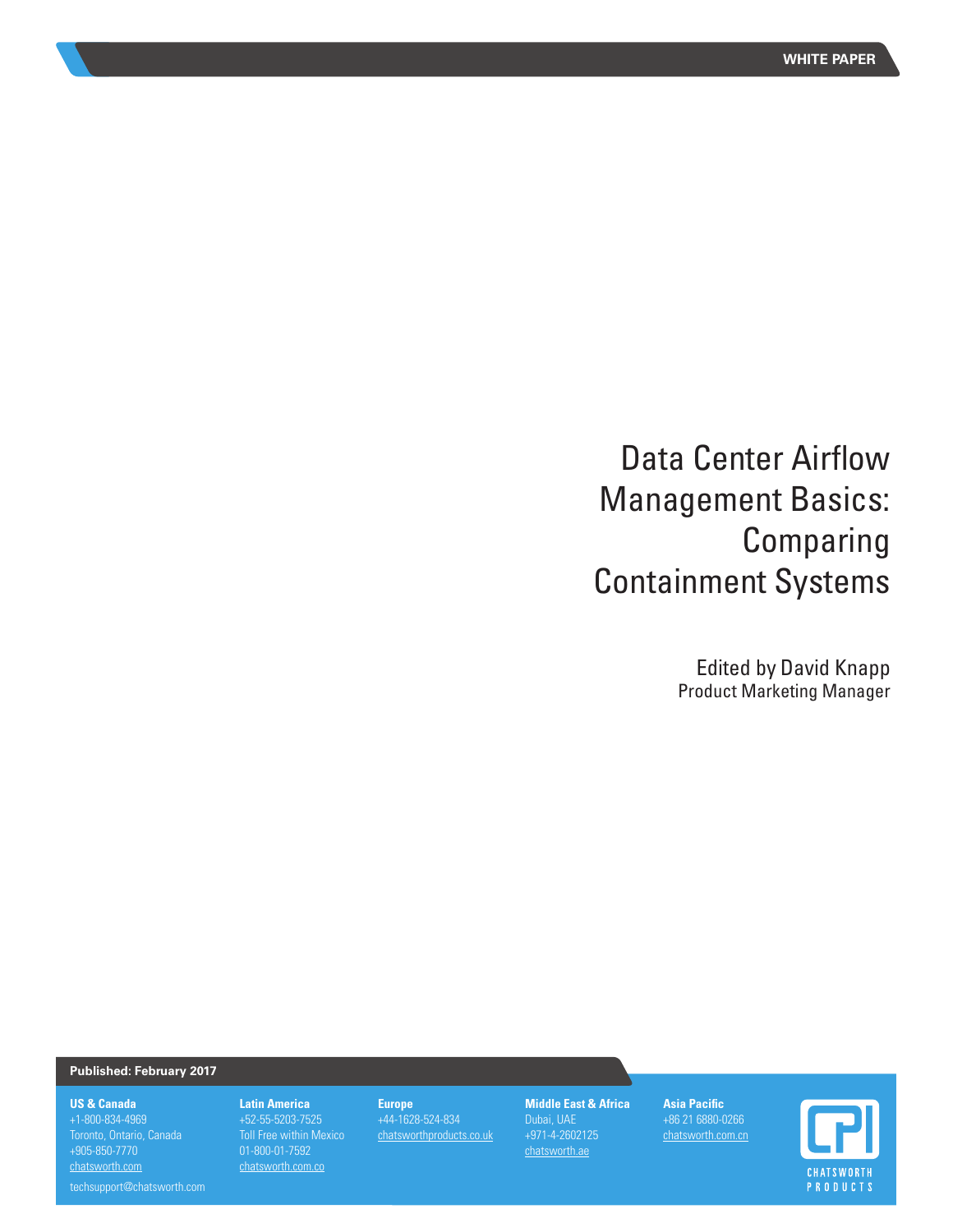WHITE PAPER

# Data Center Airflow Management Basics: Comparing Containment Systems

Edited by David Knapp
Product Marketing Manager

**Published: February 2017**

**US & Canada**
+1-800-834-4969
Toronto, Ontario, Canada
+905-850-7770
chatsworth.com

techsupport@chatsworth.com

**Latin America**
+52-55-5203-7525
Toll Free within Mexico
01-800-01-7592
chatsworth.com.co

**Europe**
+44-1628-524-834
chatsworthproducts.co.uk

**Middle East & Africa**
Dubai, UAE
+971-4-2602125
chatsworth.ae

**Asia Pacific**
+86 21 6880-0266
chatsworth.com.cn

CPI
CHATSWORTH PRODUCTS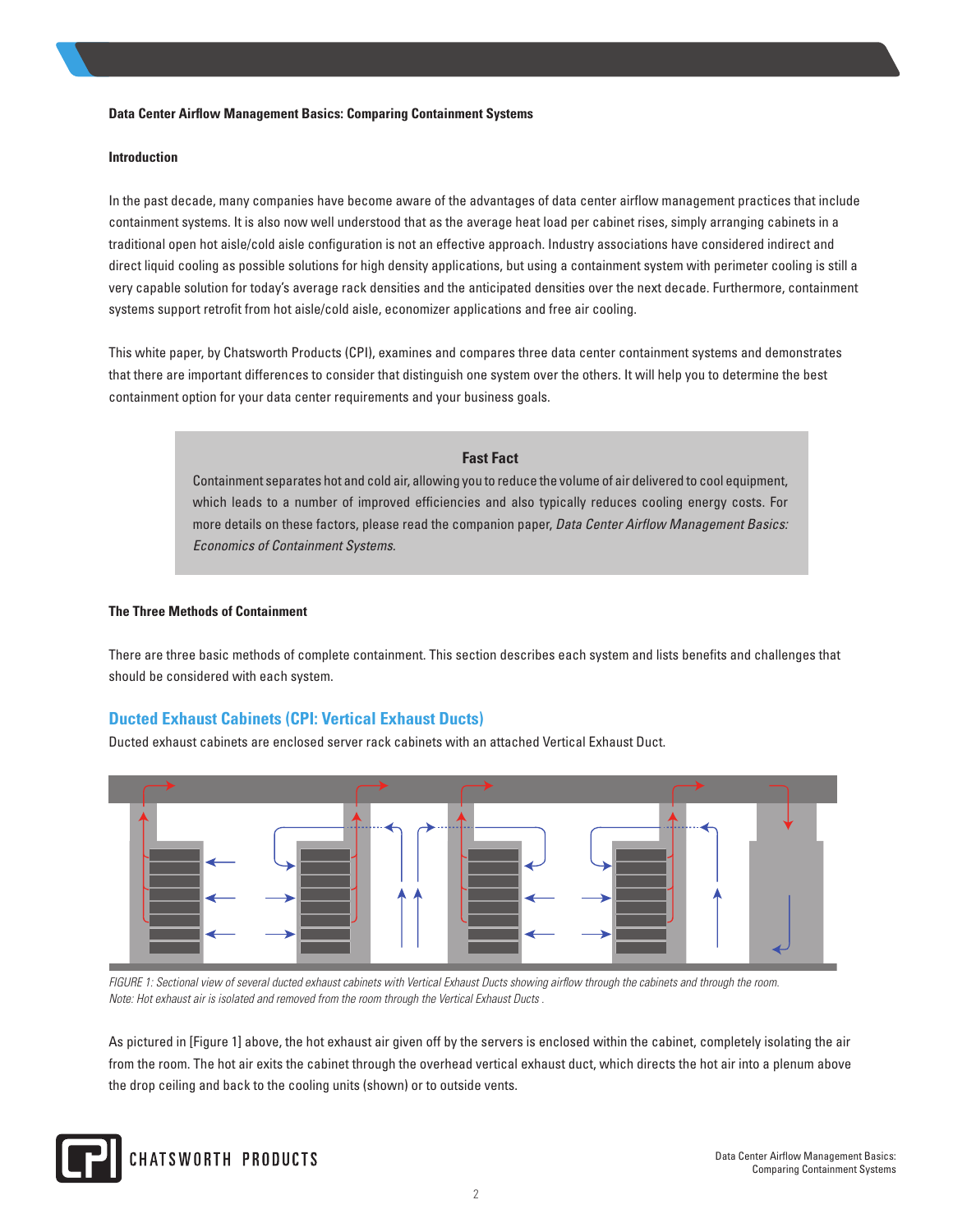**Data Center Airflow Management Basics: Comparing Containment Systems**

**Introduction**

In the past decade, many companies have become aware of the advantages of data center airflow management practices that include containment systems. It is also now well understood that as the average heat load per cabinet rises, simply arranging cabinets in a traditional open hot aisle/cold aisle configuration is not an effective approach. Industry associations have considered indirect and direct liquid cooling as possible solutions for high density applications, but using a containment system with perimeter cooling is still a very capable solution for today's average rack densities and the anticipated densities over the next decade. Furthermore, containment systems support retrofit from hot aisle/cold aisle, economizer applications and free air cooling.

This white paper, by Chatsworth Products (CPI), examines and compares three data center containment systems and demonstrates that there are important differences to consider that distinguish one system over the others. It will help you to determine the best containment option for your data center requirements and your business goals.

> **Fast Fact**
>
> Containment separates hot and cold air, allowing you to reduce the volume of air delivered to cool equipment, which leads to a number of improved efficiencies and also typically reduces cooling energy costs. For more details on these factors, please read the companion paper, *Data Center Airflow Management Basics: Economics of Containment Systems*.

**The Three Methods of Containment**

There are three basic methods of complete containment. This section describes each system and lists benefits and challenges that should be considered with each system.

## Ducted Exhaust Cabinets (CPI: Vertical Exhaust Ducts)

Ducted exhaust cabinets are enclosed server rack cabinets with an attached Vertical Exhaust Duct.

*FIGURE 1: Sectional view of several ducted exhaust cabinets with Vertical Exhaust Ducts showing airflow through the cabinets and through the room. Note: Hot exhaust air is isolated and removed from the room through the Vertical Exhaust Ducts .*

As pictured in [Figure 1] above, the hot exhaust air given off by the servers is enclosed within the cabinet, completely isolating the air from the room. The hot air exits the cabinet through the overhead vertical exhaust duct, which directs the hot air into a plenum above the drop ceiling and back to the cooling units (shown) or to outside vents.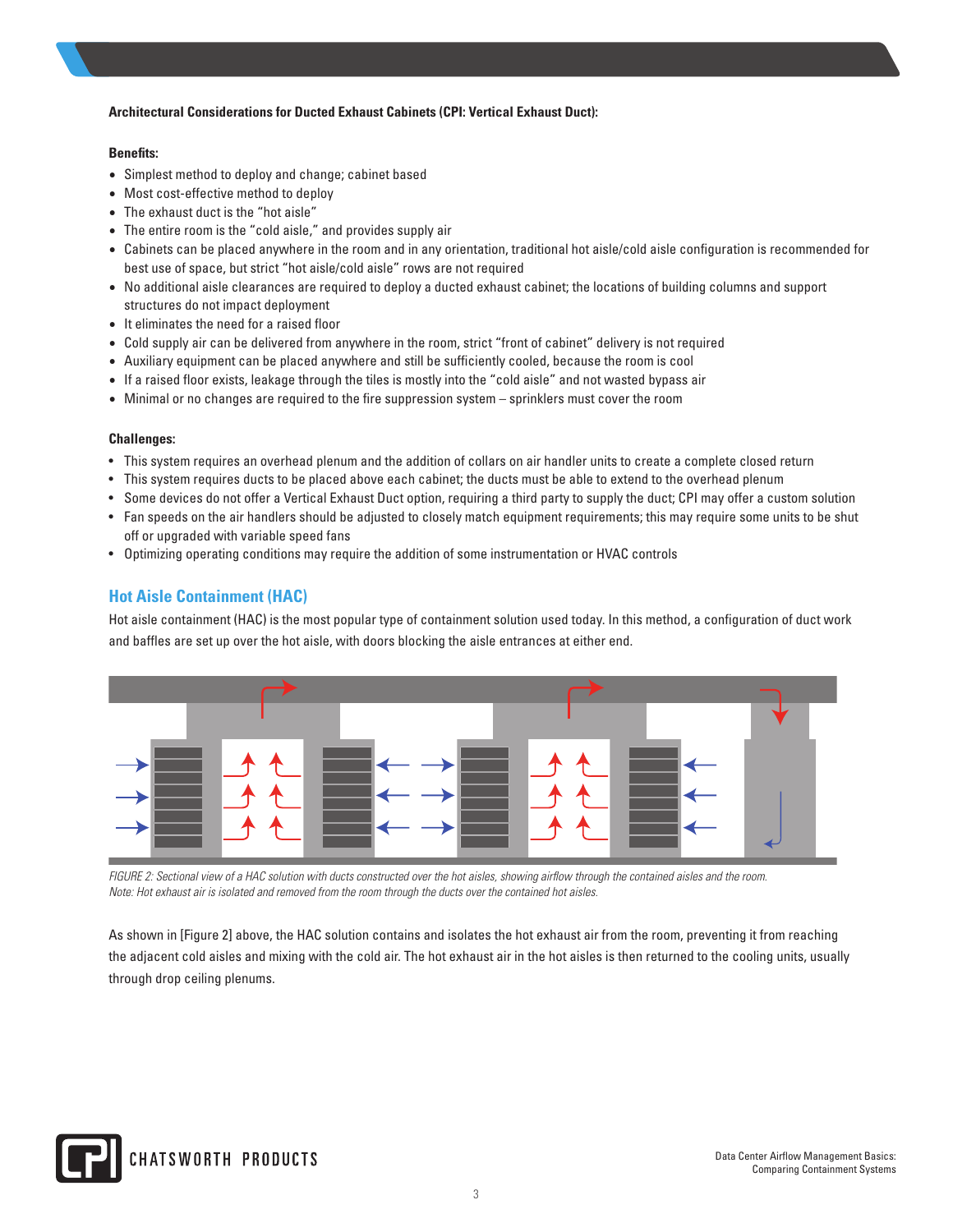**Architectural Considerations for Ducted Exhaust Cabinets (CPI: Vertical Exhaust Duct):**

**Benefits:**

- Simplest method to deploy and change; cabinet based
- Most cost-effective method to deploy
- The exhaust duct is the "hot aisle"
- The entire room is the "cold aisle," and provides supply air
- Cabinets can be placed anywhere in the room and in any orientation, traditional hot aisle/cold aisle configuration is recommended for best use of space, but strict "hot aisle/cold aisle" rows are not required
- No additional aisle clearances are required to deploy a ducted exhaust cabinet; the locations of building columns and support structures do not impact deployment
- It eliminates the need for a raised floor
- Cold supply air can be delivered from anywhere in the room, strict "front of cabinet" delivery is not required
- Auxiliary equipment can be placed anywhere and still be sufficiently cooled, because the room is cool
- If a raised floor exists, leakage through the tiles is mostly into the "cold aisle" and not wasted bypass air
- Minimal or no changes are required to the fire suppression system – sprinklers must cover the room

**Challenges:**

- This system requires an overhead plenum and the addition of collars on air handler units to create a complete closed return
- This system requires ducts to be placed above each cabinet; the ducts must be able to extend to the overhead plenum
- Some devices do not offer a Vertical Exhaust Duct option, requiring a third party to supply the duct; CPI may offer a custom solution
- Fan speeds on the air handlers should be adjusted to closely match equipment requirements; this may require some units to be shut off or upgraded with variable speed fans
- Optimizing operating conditions may require the addition of some instrumentation or HVAC controls

## Hot Aisle Containment (HAC)

Hot aisle containment (HAC) is the most popular type of containment solution used today. In this method, a configuration of duct work and baffles are set up over the hot aisle, with doors blocking the aisle entrances at either end.

*FIGURE 2: Sectional view of a HAC solution with ducts constructed over the hot aisles, showing airflow through the contained aisles and the room. Note: Hot exhaust air is isolated and removed from the room through the ducts over the contained hot aisles.*

As shown in [Figure 2] above, the HAC solution contains and isolates the hot exhaust air from the room, preventing it from reaching the adjacent cold aisles and mixing with the cold air. The hot exhaust air in the hot aisles is then returned to the cooling units, usually through drop ceiling plenums.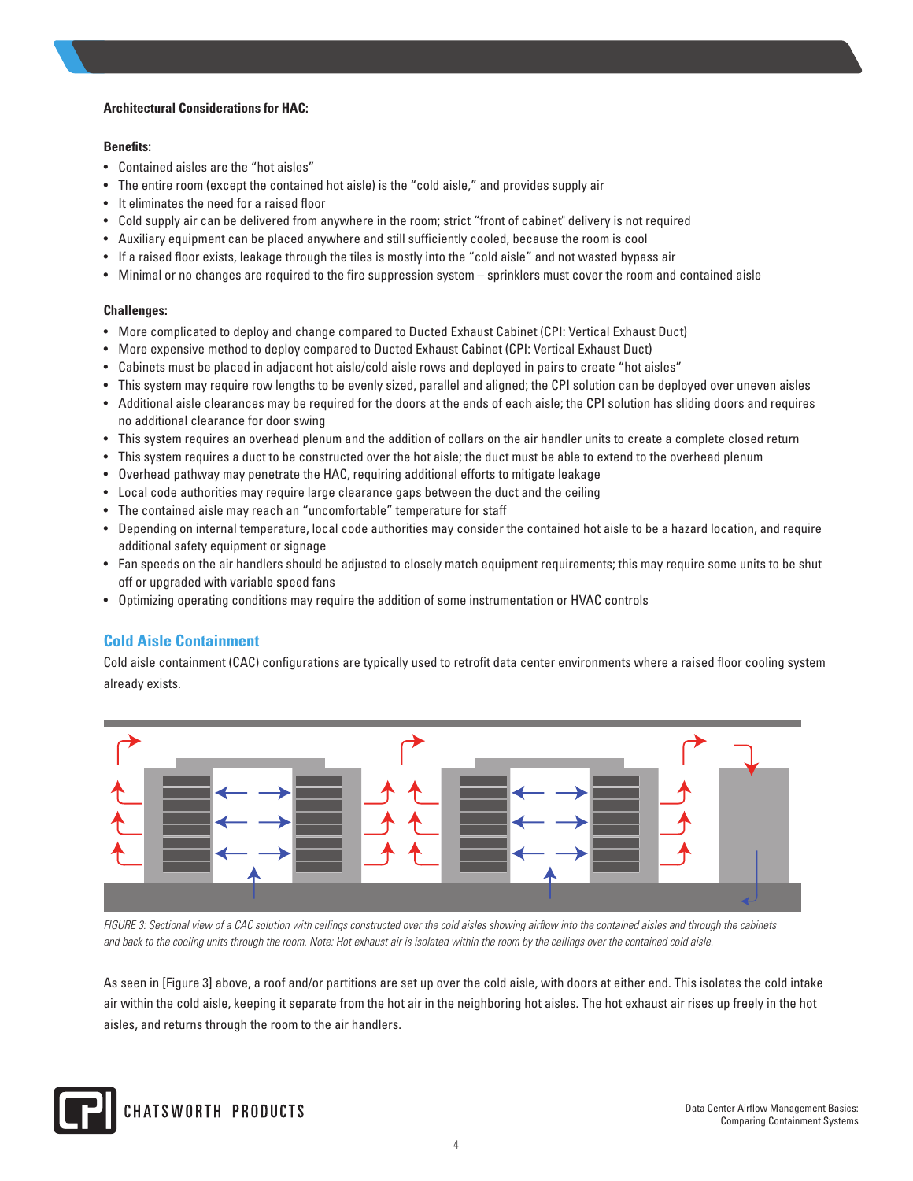**Architectural Considerations for HAC:**

**Benefits:**

- Contained aisles are the "hot aisles"
- The entire room (except the contained hot aisle) is the "cold aisle," and provides supply air
- It eliminates the need for a raised floor
- Cold supply air can be delivered from anywhere in the room; strict "front of cabinet" delivery is not required
- Auxiliary equipment can be placed anywhere and still sufficiently cooled, because the room is cool
- If a raised floor exists, leakage through the tiles is mostly into the "cold aisle" and not wasted bypass air
- Minimal or no changes are required to the fire suppression system – sprinklers must cover the room and contained aisle

**Challenges:**

- More complicated to deploy and change compared to Ducted Exhaust Cabinet (CPI: Vertical Exhaust Duct)
- More expensive method to deploy compared to Ducted Exhaust Cabinet (CPI: Vertical Exhaust Duct)
- Cabinets must be placed in adjacent hot aisle/cold aisle rows and deployed in pairs to create "hot aisles"
- This system may require row lengths to be evenly sized, parallel and aligned; the CPI solution can be deployed over uneven aisles
- Additional aisle clearances may be required for the doors at the ends of each aisle; the CPI solution has sliding doors and requires no additional clearance for door swing
- This system requires an overhead plenum and the addition of collars on the air handler units to create a complete closed return
- This system requires a duct to be constructed over the hot aisle; the duct must be able to extend to the overhead plenum
- Overhead pathway may penetrate the HAC, requiring additional efforts to mitigate leakage
- Local code authorities may require large clearance gaps between the duct and the ceiling
- The contained aisle may reach an "uncomfortable" temperature for staff
- Depending on internal temperature, local code authorities may consider the contained hot aisle to be a hazard location, and require additional safety equipment or signage
- Fan speeds on the air handlers should be adjusted to closely match equipment requirements; this may require some units to be shut off or upgraded with variable speed fans
- Optimizing operating conditions may require the addition of some instrumentation or HVAC controls

## Cold Aisle Containment

Cold aisle containment (CAC) configurations are typically used to retrofit data center environments where a raised floor cooling system already exists.

*FIGURE 3: Sectional view of a CAC solution with ceilings constructed over the cold aisles showing airflow into the contained aisles and through the cabinets and back to the cooling units through the room. Note: Hot exhaust air is isolated within the room by the ceilings over the contained cold aisle.*

As seen in [Figure 3] above, a roof and/or partitions are set up over the cold aisle, with doors at either end. This isolates the cold intake air within the cold aisle, keeping it separate from the hot air in the neighboring hot aisles. The hot exhaust air rises up freely in the hot aisles, and returns through the room to the air handlers.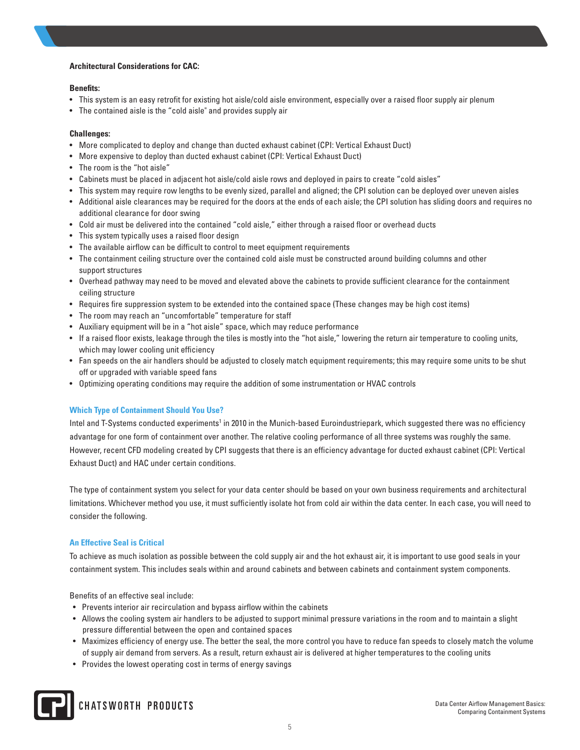**Architectural Considerations for CAC:**

**Benefits:**

- This system is an easy retrofit for existing hot aisle/cold aisle environment, especially over a raised floor supply air plenum
- The contained aisle is the "cold aisle" and provides supply air

**Challenges:**

- More complicated to deploy and change than ducted exhaust cabinet (CPI: Vertical Exhaust Duct)
- More expensive to deploy than ducted exhaust cabinet (CPI: Vertical Exhaust Duct)
- The room is the "hot aisle"
- Cabinets must be placed in adjacent hot aisle/cold aisle rows and deployed in pairs to create "cold aisles"
- This system may require row lengths to be evenly sized, parallel and aligned; the CPI solution can be deployed over uneven aisles
- Additional aisle clearances may be required for the doors at the ends of each aisle; the CPI solution has sliding doors and requires no additional clearance for door swing
- Cold air must be delivered into the contained "cold aisle," either through a raised floor or overhead ducts
- This system typically uses a raised floor design
- The available airflow can be difficult to control to meet equipment requirements
- The containment ceiling structure over the contained cold aisle must be constructed around building columns and other support structures
- Overhead pathway may need to be moved and elevated above the cabinets to provide sufficient clearance for the containment ceiling structure
- Requires fire suppression system to be extended into the contained space (These changes may be high cost items)
- The room may reach an "uncomfortable" temperature for staff
- Auxiliary equipment will be in a "hot aisle" space, which may reduce performance
- If a raised floor exists, leakage through the tiles is mostly into the "hot aisle," lowering the return air temperature to cooling units, which may lower cooling unit efficiency
- Fan speeds on the air handlers should be adjusted to closely match equipment requirements; this may require some units to be shut off or upgraded with variable speed fans
- Optimizing operating conditions may require the addition of some instrumentation or HVAC controls

## Which Type of Containment Should You Use?

Intel and T-Systems conducted experiments[1] in 2010 in the Munich-based Euroindustriepark, which suggested there was no efficiency advantage for one form of containment over another. The relative cooling performance of all three systems was roughly the same. However, recent CFD modeling created by CPI suggests that there is an efficiency advantage for ducted exhaust cabinet (CPI: Vertical Exhaust Duct) and HAC under certain conditions.

The type of containment system you select for your data center should be based on your own business requirements and architectural limitations. Whichever method you use, it must sufficiently isolate hot from cold air within the data center. In each case, you will need to consider the following.

## An Effective Seal is Critical

To achieve as much isolation as possible between the cold supply air and the hot exhaust air, it is important to use good seals in your containment system. This includes seals within and around cabinets and between cabinets and containment system components.

Benefits of an effective seal include:

- Prevents interior air recirculation and bypass airflow within the cabinets
- Allows the cooling system air handlers to be adjusted to support minimal pressure variations in the room and to maintain a slight pressure differential between the open and contained spaces
- Maximizes efficiency of energy use. The better the seal, the more control you have to reduce fan speeds to closely match the volume of supply air demand from servers. As a result, return exhaust air is delivered at higher temperatures to the cooling units
- Provides the lowest operating cost in terms of energy savings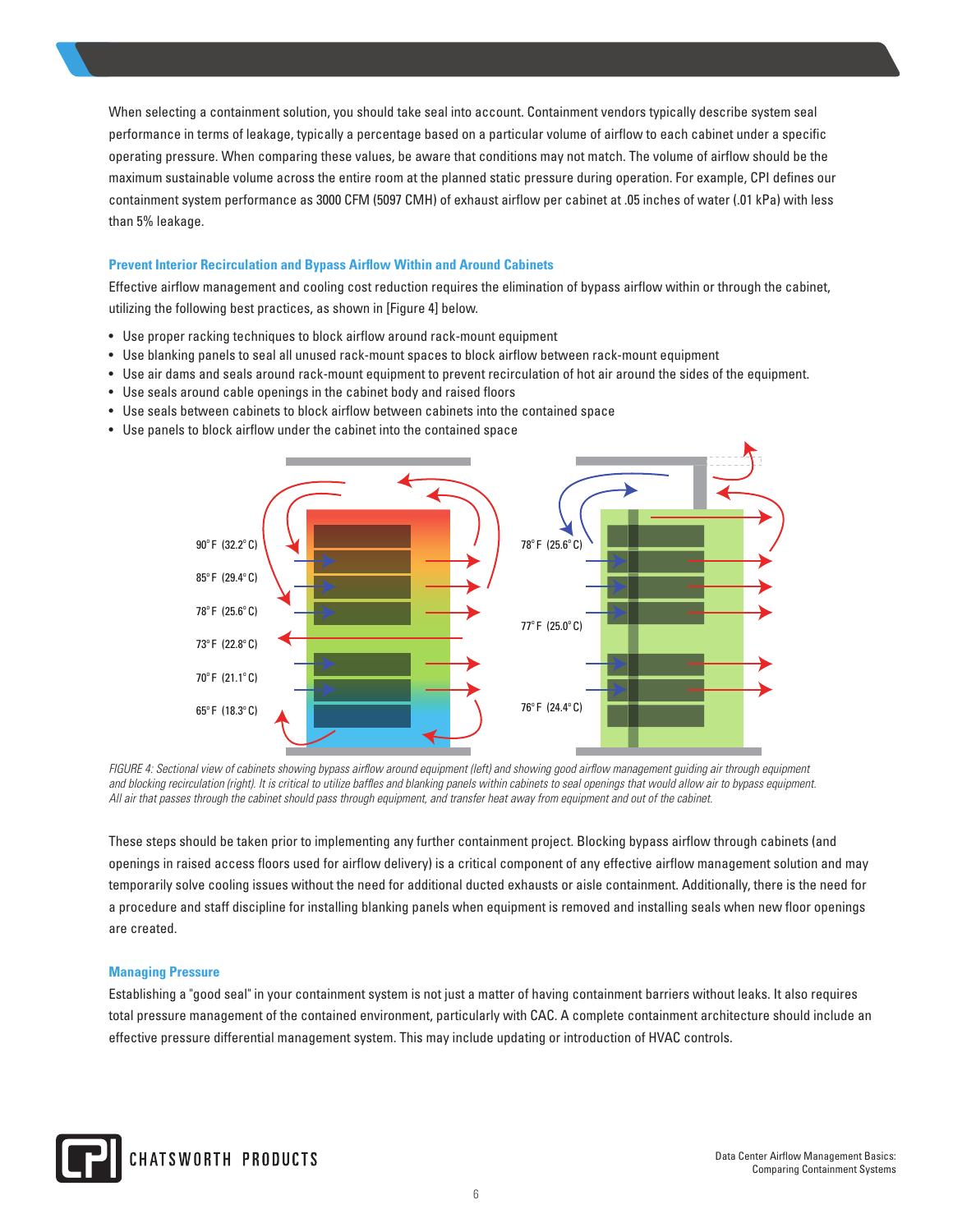When selecting a containment solution, you should take seal into account. Containment vendors typically describe system seal performance in terms of leakage, typically a percentage based on a particular volume of airflow to each cabinet under a specific operating pressure. When comparing these values, be aware that conditions may not match. The volume of airflow should be the maximum sustainable volume across the entire room at the planned static pressure during operation. For example, CPI defines our containment system performance as 3000 CFM (5097 CMH) of exhaust airflow per cabinet at .05 inches of water (.01 kPa) with less than 5% leakage.

### Prevent Interior Recirculation and Bypass Airflow Within and Around Cabinets

Effective airflow management and cooling cost reduction requires the elimination of bypass airflow within or through the cabinet, utilizing the following best practices, as shown in [Figure 4] below.

- Use proper racking techniques to block airflow around rack-mount equipment
- Use blanking panels to seal all unused rack-mount spaces to block airflow between rack-mount equipment
- Use air dams and seals around rack-mount equipment to prevent recirculation of hot air around the sides of the equipment.
- Use seals around cable openings in the cabinet body and raised floors
- Use seals between cabinets to block airflow between cabinets into the contained space
- Use panels to block airflow under the cabinet into the contained space

90° F (32.2° C)
85° F (29.4° C)
78° F (25.6° C)
73° F (22.8° C)
70° F (21.1° C)
65° F (18.3° C)

78° F (25.6° C)
77° F (25.0° C)
76° F (24.4° C)

*FIGURE 4: Sectional view of cabinets showing bypass airflow around equipment (left) and showing good airflow management guiding air through equipment and blocking recirculation (right). It is critical to utilize baffles and blanking panels within cabinets to seal openings that would allow air to bypass equipment. All air that passes through the cabinet should pass through equipment, and transfer heat away from equipment and out of the cabinet.*

These steps should be taken prior to implementing any further containment project. Blocking bypass airflow through cabinets (and openings in raised access floors used for airflow delivery) is a critical component of any effective airflow management solution and may temporarily solve cooling issues without the need for additional ducted exhausts or aisle containment. Additionally, there is the need for a procedure and staff discipline for installing blanking panels when equipment is removed and installing seals when new floor openings are created.

### Managing Pressure

Establishing a "good seal" in your containment system is not just a matter of having containment barriers without leaks. It also requires total pressure management of the contained environment, particularly with CAC. A complete containment architecture should include an effective pressure differential management system. This may include updating or introduction of HVAC controls.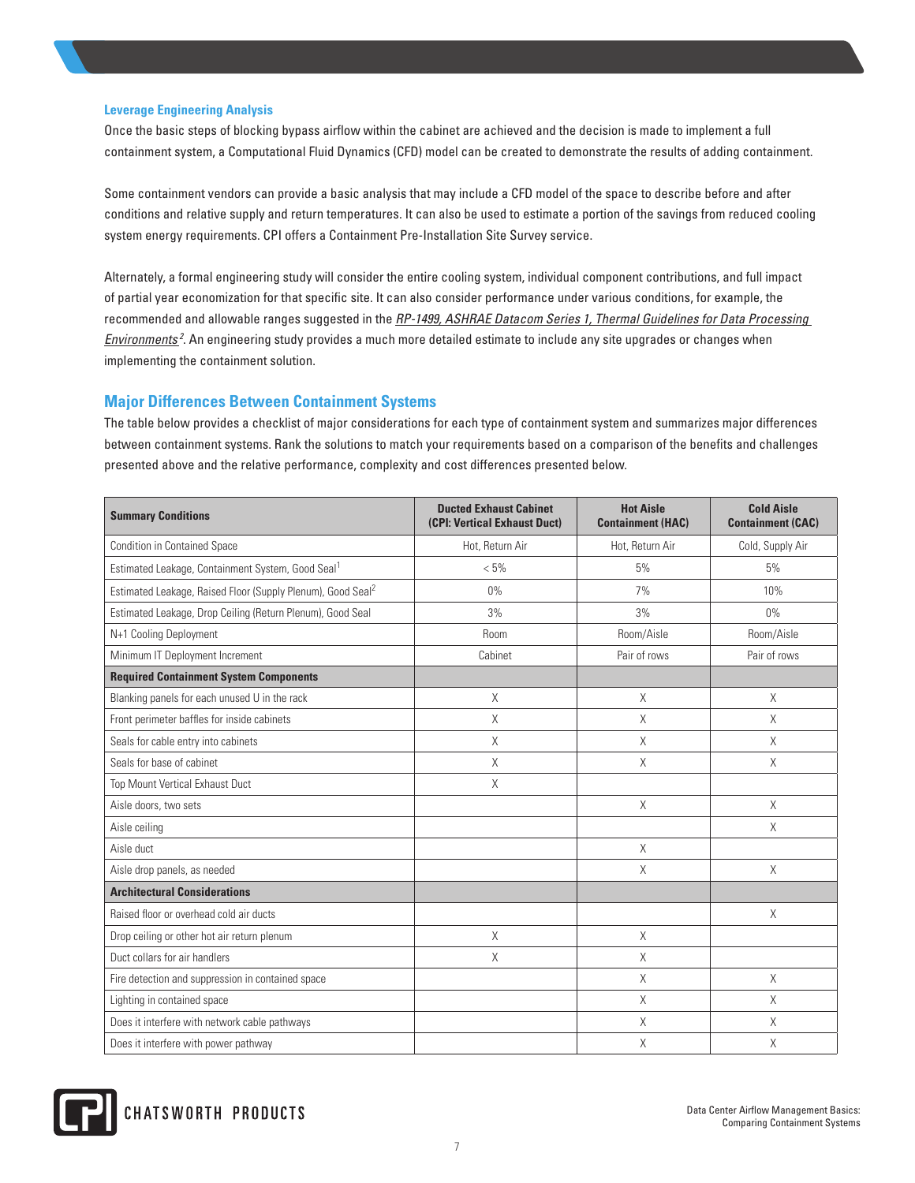### Leverage Engineering Analysis

Once the basic steps of blocking bypass airflow within the cabinet are achieved and the decision is made to implement a full containment system, a Computational Fluid Dynamics (CFD) model can be created to demonstrate the results of adding containment.

Some containment vendors can provide a basic analysis that may include a CFD model of the space to describe before and after conditions and relative supply and return temperatures. It can also be used to estimate a portion of the savings from reduced cooling system energy requirements. CPI offers a Containment Pre-Installation Site Survey service.

Alternately, a formal engineering study will consider the entire cooling system, individual component contributions, and full impact of partial year economization for that specific site. It can also consider performance under various conditions, for example, the recommended and allowable ranges suggested in the *RP-1499, ASHRAE Datacom Series 1, Thermal Guidelines for Data Processing Environments*[2]. An engineering study provides a much more detailed estimate to include any site upgrades or changes when implementing the containment solution.

## Major Differences Between Containment Systems

The table below provides a checklist of major considerations for each type of containment system and summarizes major differences between containment systems. Rank the solutions to match your requirements based on a comparison of the benefits and challenges presented above and the relative performance, complexity and cost differences presented below.

| Summary Conditions | Ducted Exhaust Cabinet (CPI: Vertical Exhaust Duct) | Hot Aisle Containment (HAC) | Cold Aisle Containment (CAC) |
|---|---|---|---|
| Condition in Contained Space | Hot, Return Air | Hot, Return Air | Cold, Supply Air |
| Estimated Leakage, Containment System, Good Seal[1] | < 5% | 5% | 5% |
| Estimated Leakage, Raised Floor (Supply Plenum), Good Seal[2] | 0% | 7% | 10% |
| Estimated Leakage, Drop Ceiling (Return Plenum), Good Seal | 3% | 3% | 0% |
| N+1 Cooling Deployment | Room | Room/Aisle | Room/Aisle |
| Minimum IT Deployment Increment | Cabinet | Pair of rows | Pair of rows |
| **Required Containment System Components** | | | |
| Blanking panels for each unused U in the rack | X | X | X |
| Front perimeter baffles for inside cabinets | X | X | X |
| Seals for cable entry into cabinets | X | X | X |
| Seals for base of cabinet | X | X | X |
| Top Mount Vertical Exhaust Duct | X | | |
| Aisle doors, two sets | | X | X |
| Aisle ceiling | | | X |
| Aisle duct | | X | |
| Aisle drop panels, as needed | | X | X |
| **Architectural Considerations** | | | |
| Raised floor or overhead cold air ducts | | | X |
| Drop ceiling or other hot air return plenum | X | X | |
| Duct collars for air handlers | X | X | |
| Fire detection and suppression in contained space | | X | X |
| Lighting in contained space | | X | X |
| Does it interfere with network cable pathways | | X | X |
| Does it interfere with power pathway | | X | X |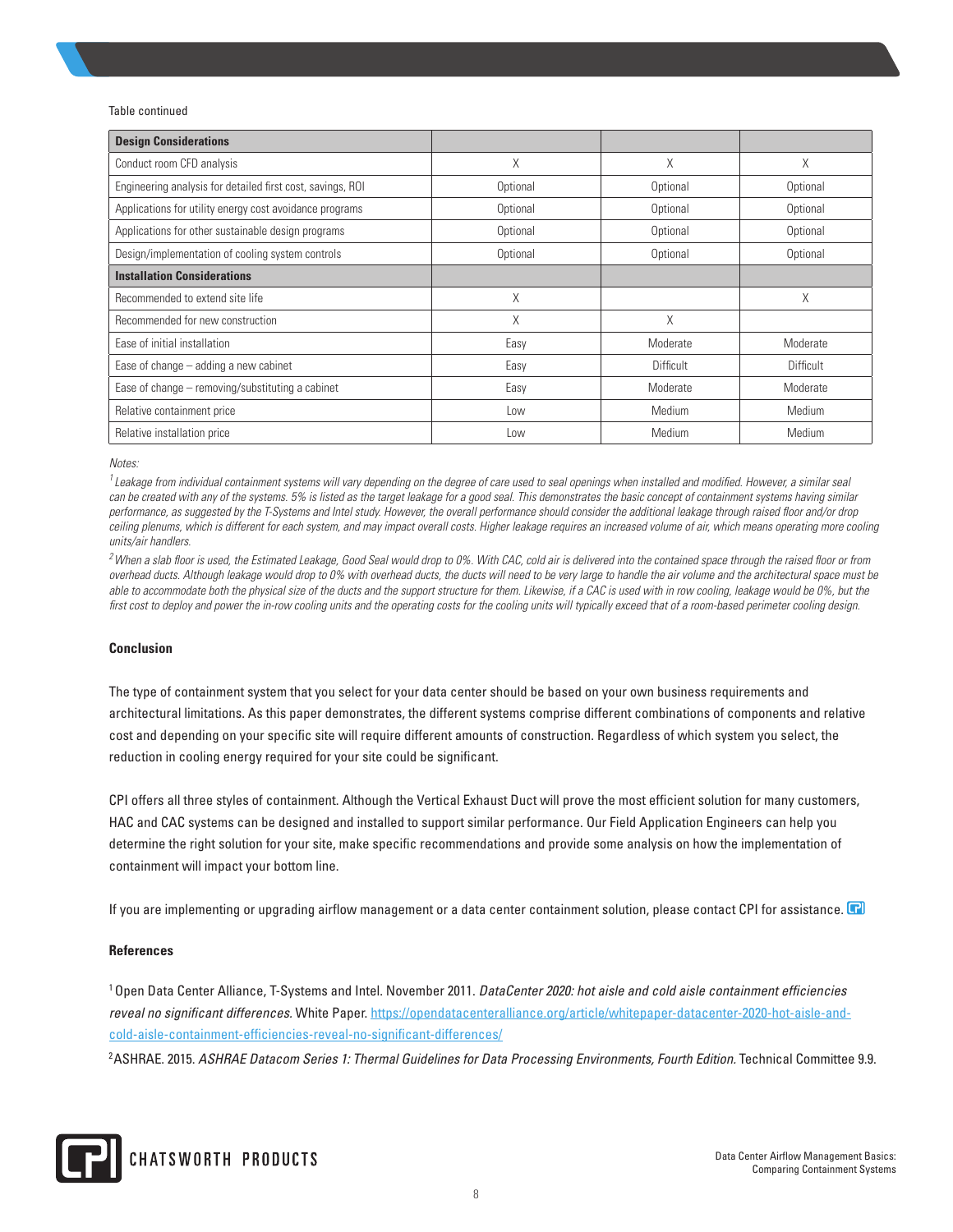Table continued

| Design Considerations | | | |
| --- | --- | --- | --- |
| Conduct room CFD analysis | X | X | X |
| Engineering analysis for detailed first cost, savings, ROI | Optional | Optional | Optional |
| Applications for utility energy cost avoidance programs | Optional | Optional | Optional |
| Applications for other sustainable design programs | Optional | Optional | Optional |
| Design/implementation of cooling system controls | Optional | Optional | Optional |
| **Installation Considerations** | | | |
| Recommended to extend site life | X | | X |
| Recommended for new construction | X | X | |
| Ease of initial installation | Easy | Moderate | Moderate |
| Ease of change – adding a new cabinet | Easy | Difficult | Difficult |
| Ease of change – removing/substituting a cabinet | Easy | Moderate | Moderate |
| Relative containment price | Low | Medium | Medium |
| Relative installation price | Low | Medium | Medium |

*Notes:*

*[1] Leakage from individual containment systems will vary depending on the degree of care used to seal openings when installed and modified. However, a similar seal can be created with any of the systems. 5% is listed as the target leakage for a good seal. This demonstrates the basic concept of containment systems having similar performance, as suggested by the T-Systems and Intel study. However, the overall performance should consider the additional leakage through raised floor and/or drop ceiling plenums, which is different for each system, and may impact overall costs. Higher leakage requires an increased volume of air, which means operating more cooling units/air handlers.*

*[2] When a slab floor is used, the Estimated Leakage, Good Seal would drop to 0%. With CAC, cold air is delivered into the contained space through the raised floor or from overhead ducts. Although leakage would drop to 0% with overhead ducts, the ducts will need to be very large to handle the air volume and the architectural space must be able to accommodate both the physical size of the ducts and the support structure for them. Likewise, if a CAC is used with in row cooling, leakage would be 0%, but the first cost to deploy and power the in-row cooling units and the operating costs for the cooling units will typically exceed that of a room-based perimeter cooling design.*

## Conclusion

The type of containment system that you select for your data center should be based on your own business requirements and architectural limitations. As this paper demonstrates, the different systems comprise different combinations of components and relative cost and depending on your specific site will require different amounts of construction. Regardless of which system you select, the reduction in cooling energy required for your site could be significant.

CPI offers all three styles of containment. Although the Vertical Exhaust Duct will prove the most efficient solution for many customers, HAC and CAC systems can be designed and installed to support similar performance. Our Field Application Engineers can help you determine the right solution for your site, make specific recommendations and provide some analysis on how the implementation of containment will impact your bottom line.

If you are implementing or upgrading airflow management or a data center containment solution, please contact CPI for assistance.

## References

[1] Open Data Center Alliance, T-Systems and Intel. November 2011. *DataCenter 2020: hot aisle and cold aisle containment efficiencies reveal no significant differences.* White Paper. https://opendatacenteralliance.org/article/whitepaper-datacenter-2020-hot-aisle-and-cold-aisle-containment-efficiencies-reveal-no-significant-differences/

[2] ASHRAE. 2015. *ASHRAE Datacom Series 1: Thermal Guidelines for Data Processing Environments, Fourth Edition.* Technical Committee 9.9.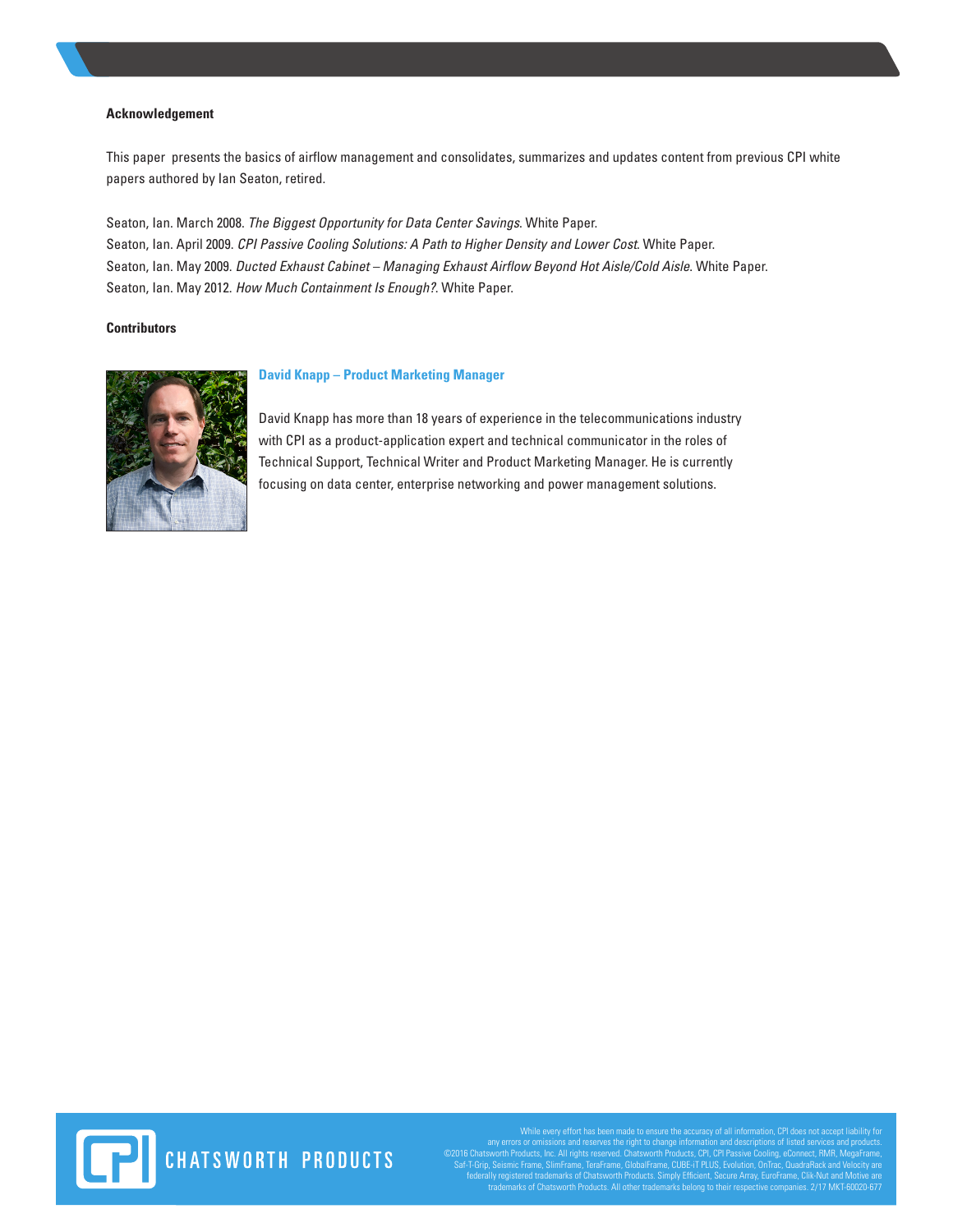**Acknowledgement**

This paper presents the basics of airflow management and consolidates, summarizes and updates content from previous CPI white papers authored by Ian Seaton, retired.

Seaton, Ian. March 2008. *The Biggest Opportunity for Data Center Savings*. White Paper.
Seaton, Ian. April 2009. *CPI Passive Cooling Solutions: A Path to Higher Density and Lower Cost*. White Paper.
Seaton, Ian. May 2009. *Ducted Exhaust Cabinet – Managing Exhaust Airflow Beyond Hot Aisle/Cold Aisle*. White Paper.
Seaton, Ian. May 2012. *How Much Containment Is Enough?*. White Paper.

**Contributors**

**David Knapp – Product Marketing Manager**

David Knapp has more than 18 years of experience in the telecommunications industry with CPI as a product-application expert and technical communicator in the roles of Technical Support, Technical Writer and Product Marketing Manager. He is currently focusing on data center, enterprise networking and power management solutions.

CHATSWORTH PRODUCTS

While every effort has been made to ensure the accuracy of all information, CPI does not accept liability for any errors or omissions and reserves the right to change information and descriptions of listed services and products. ©2016 Chatsworth Products, Inc. All rights reserved. Chatsworth Products, CPI, CPI Passive Cooling, eConnect, RMR, MegaFrame, Saf-T-Grip, Seismic Frame, SlimFrame, TeraFrame, GlobalFrame, CUBE-iT PLUS, Evolution, OnTrac, QuadraRack and Velocity are federally registered trademarks of Chatsworth Products. Simply Efficient, Secure Array, EuroFrame, Clik-Nut and Motive are trademarks of Chatsworth Products. All other trademarks belong to their respective companies. 2/17 MKT-60020-677